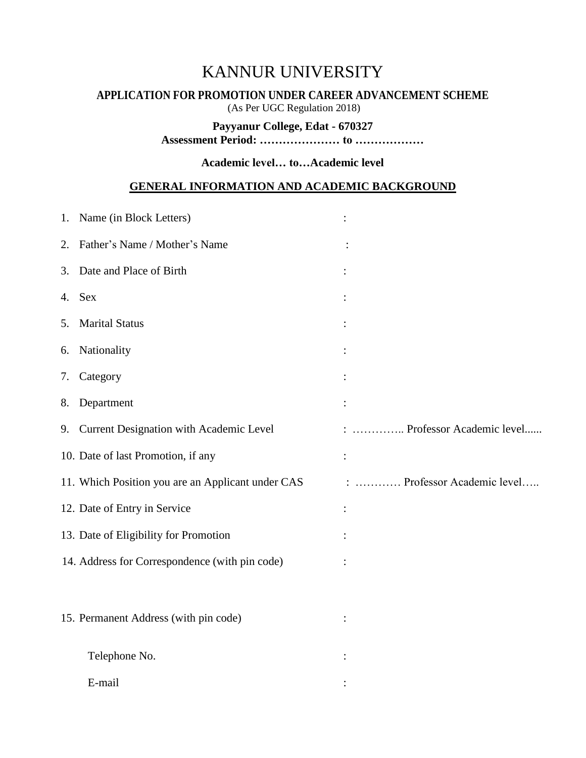# KANNUR UNIVERSITY

**APPLICATION FOR PROMOTION UNDER CAREER ADVANCEMENT SCHEME**

(As Per UGC Regulation 2018)

**Payyanur College, Edat - 670327**

**Assessment Period: ………………… to ………………**

**Academic level… to…Academic level**

## GENERAL INFORMATION AND ACADEMIC BACKGROUND

1. Name (in Block Letters) :
2. Father's Name / Mother's Name :
3. Date and Place of Birth :
4. Sex :
5. Marital Status :
6. Nationality :
7. Category :
8. Department :
9. Current Designation with Academic Level : ………….. Professor Academic level......
10. Date of last Promotion, if any :
11. Which Position you are an Applicant under CAS : ………… Professor Academic level…..
12. Date of Entry in Service :
13. Date of Eligibility for Promotion :
14. Address for Correspondence (with pin code) :
15. Permanent Address (with pin code) :

    Telephone No. :

    E-mail :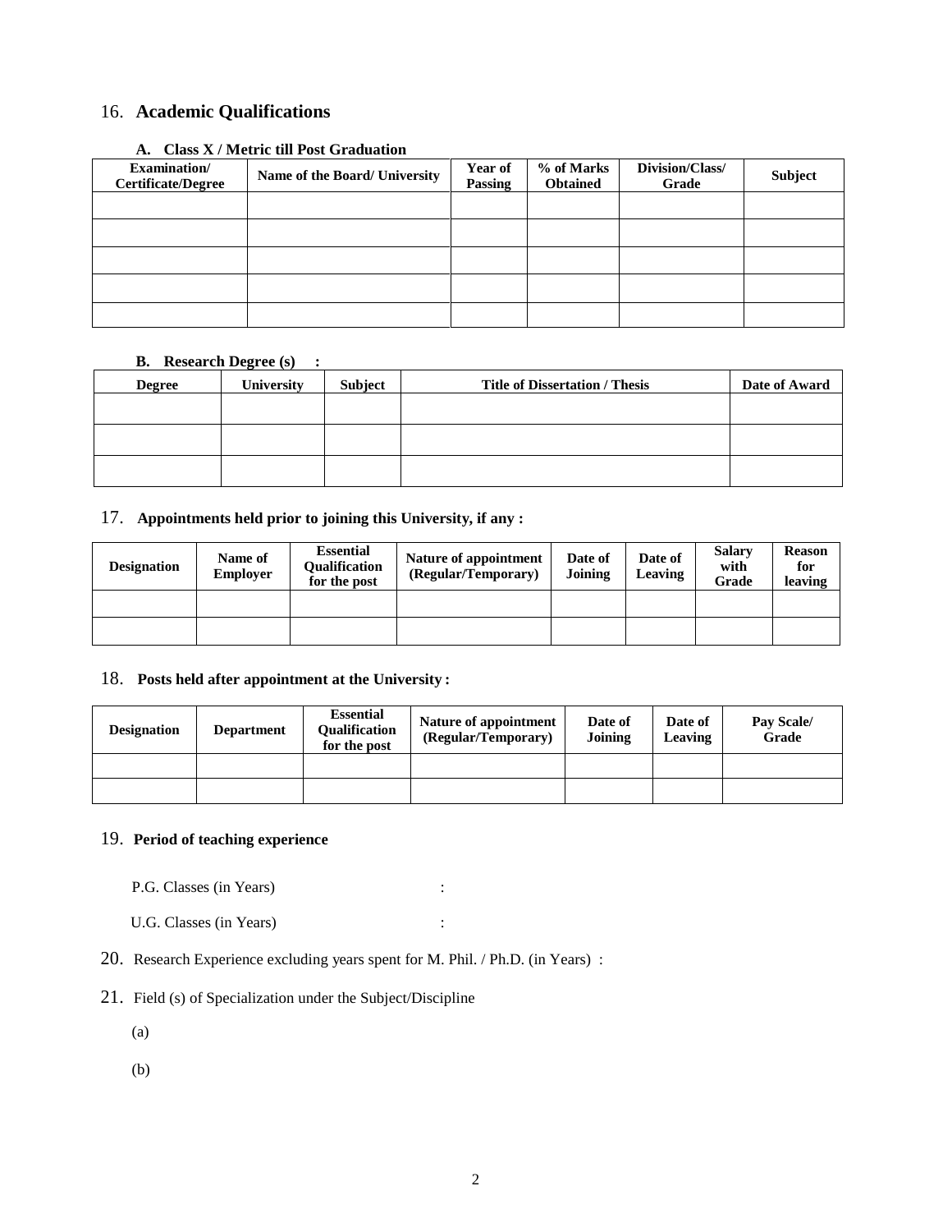## 16. Academic Qualifications

**A. Class X / Metric till Post Graduation**

| Examination/ Certificate/Degree | Name of the Board/ University | Year of Passing | % of Marks Obtained | Division/Class/ Grade | Subject |
|---|---|---|---|---|---|
| | | | | | |
| | | | | | |
| | | | | | |
| | | | | | |
| | | | | | |

**B. Research Degree (s) :**

| Degree | University | Subject | Title of Dissertation / Thesis | Date of Award |
|---|---|---|---|---|
| | | | | |
| | | | | |
| | | | | |

## 17. Appointments held prior to joining this University, if any :

| Designation | Name of Employer | Essential Qualification for the post | Nature of appointment (Regular/Temporary) | Date of Joining | Date of Leaving | Salary with Grade | Reason for leaving |
|---|---|---|---|---|---|---|---|
| | | | | | | | |
| | | | | | | | |

## 18. Posts held after appointment at the University :

| Designation | Department | Essential Qualification for the post | Nature of appointment (Regular/Temporary) | Date of Joining | Date of Leaving | Pay Scale/ Grade |
|---|---|---|---|---|---|---|
| | | | | | | |
| | | | | | | |

## 19. Period of teaching experience

P.G. Classes (in Years) :

U.G. Classes (in Years) :

20. Research Experience excluding years spent for M. Phil. / Ph.D. (in Years) :

21. Field (s) of Specialization under the Subject/Discipline

(a)

(b)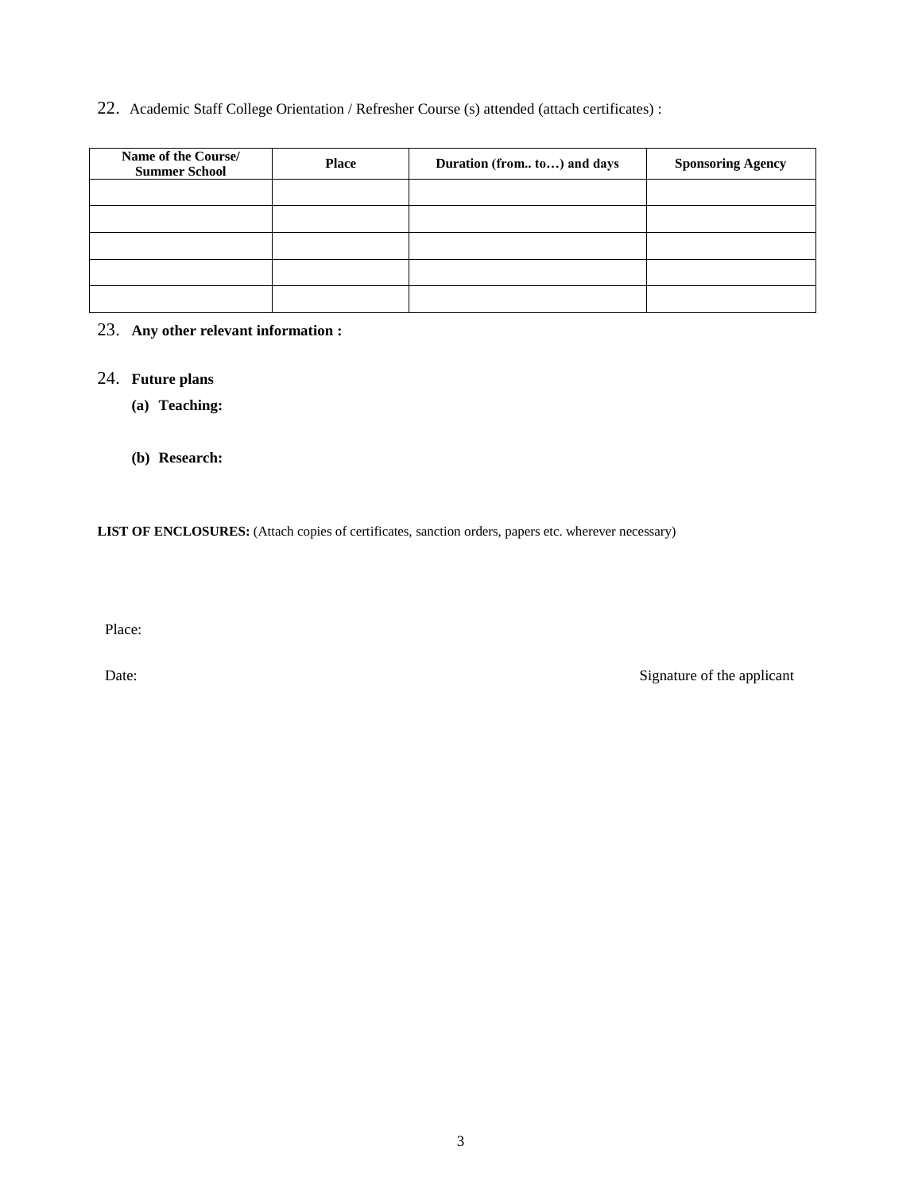22. Academic Staff College Orientation / Refresher Course (s) attended (attach certificates) :

| **Name of the Course/ Summer School** | **Place** | **Duration (from.. to…) and days** | **Sponsoring Agency** |
|---|---|---|---|
| | | | |
| | | | |
| | | | |
| | | | |
| | | | |

23. **Any other relevant information :**

24. **Future plans**

**(a) Teaching:**

**(b) Research:**

**LIST OF ENCLOSURES:** (Attach copies of certificates, sanction orders, papers etc. wherever necessary)

Place:

Date:

Signature of the applicant